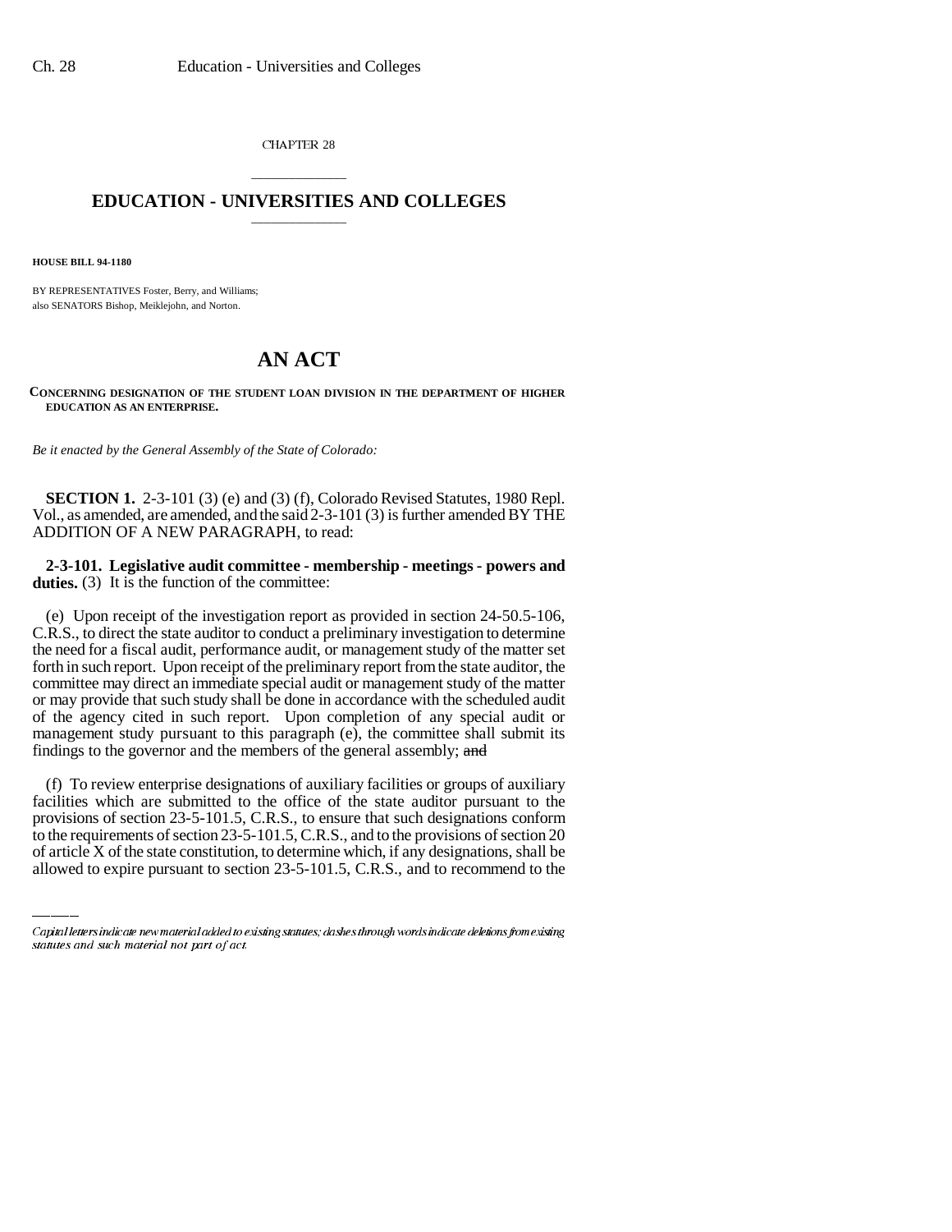CHAPTER 28

# EDUCATION - UNIVERSITIES AND COLLEGES

**HOUSE BILL 94-1180**

BY REPRESENTATIVES Foster, Berry, and Williams;
also SENATORS Bishop, Meiklejohn, and Norton.

# AN ACT

**CONCERNING DESIGNATION OF THE STUDENT LOAN DIVISION IN THE DEPARTMENT OF HIGHER EDUCATION AS AN ENTERPRISE.**

*Be it enacted by the General Assembly of the State of Colorado:*

**SECTION 1.** 2-3-101 (3) (e) and (3) (f), Colorado Revised Statutes, 1980 Repl. Vol., as amended, are amended, and the said 2-3-101 (3) is further amended BY THE ADDITION OF A NEW PARAGRAPH, to read:

**2-3-101. Legislative audit committee - membership - meetings - powers and duties.** (3) It is the function of the committee:

(e) Upon receipt of the investigation report as provided in section 24-50.5-106, C.R.S., to direct the state auditor to conduct a preliminary investigation to determine the need for a fiscal audit, performance audit, or management study of the matter set forth in such report. Upon receipt of the preliminary report from the state auditor, the committee may direct an immediate special audit or management study of the matter or may provide that such study shall be done in accordance with the scheduled audit of the agency cited in such report. Upon completion of any special audit or management study pursuant to this paragraph (e), the committee shall submit its findings to the governor and the members of the general assembly; ~~and~~

(f) To review enterprise designations of auxiliary facilities or groups of auxiliary facilities which are submitted to the office of the state auditor pursuant to the provisions of section 23-5-101.5, C.R.S., to ensure that such designations conform to the requirements of section 23-5-101.5, C.R.S., and to the provisions of section 20 of article X of the state constitution, to determine which, if any designations, shall be allowed to expire pursuant to section 23-5-101.5, C.R.S., and to recommend to the

Capital letters indicate new material added to existing statutes; dashes through words indicate deletions from existing statutes and such material not part of act.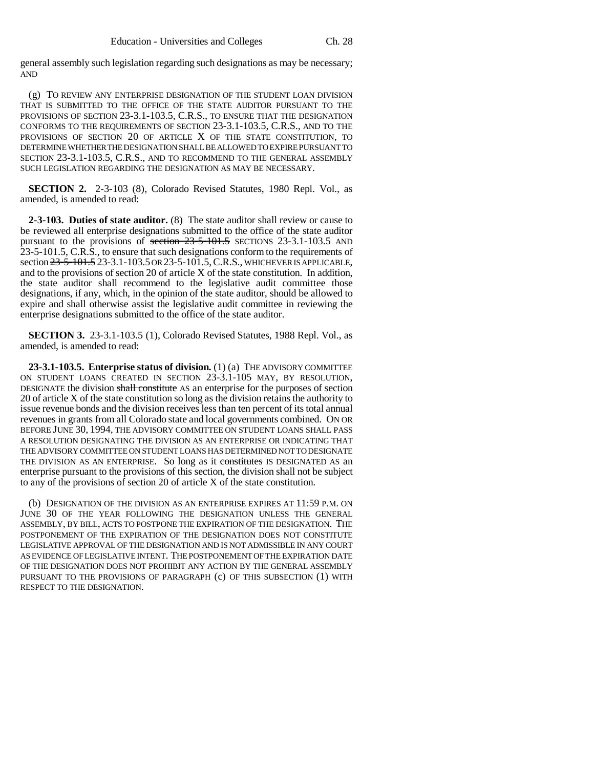general assembly such legislation regarding such designations as may be necessary; AND

(g) TO REVIEW ANY ENTERPRISE DESIGNATION OF THE STUDENT LOAN DIVISION THAT IS SUBMITTED TO THE OFFICE OF THE STATE AUDITOR PURSUANT TO THE PROVISIONS OF SECTION 23-3.1-103.5, C.R.S., TO ENSURE THAT THE DESIGNATION CONFORMS TO THE REQUIREMENTS OF SECTION 23-3.1-103.5, C.R.S., AND TO THE PROVISIONS OF SECTION 20 OF ARTICLE X OF THE STATE CONSTITUTION, TO DETERMINE WHETHER THE DESIGNATION SHALL BE ALLOWED TO EXPIRE PURSUANT TO SECTION 23-3.1-103.5, C.R.S., AND TO RECOMMEND TO THE GENERAL ASSEMBLY SUCH LEGISLATION REGARDING THE DESIGNATION AS MAY BE NECESSARY.

**SECTION 2.** 2-3-103 (8), Colorado Revised Statutes, 1980 Repl. Vol., as amended, is amended to read:

**2-3-103. Duties of state auditor.** (8) The state auditor shall review or cause to be reviewed all enterprise designations submitted to the office of the state auditor pursuant to the provisions of ~~section 23-5-101.5~~ SECTIONS 23-3.1-103.5 AND 23-5-101.5, C.R.S., to ensure that such designations conform to the requirements of section ~~23-5-101.5~~ 23-3.1-103.5 OR 23-5-101.5, C.R.S., WHICHEVER IS APPLICABLE, and to the provisions of section 20 of article X of the state constitution. In addition, the state auditor shall recommend to the legislative audit committee those designations, if any, which, in the opinion of the state auditor, should be allowed to expire and shall otherwise assist the legislative audit committee in reviewing the enterprise designations submitted to the office of the state auditor.

**SECTION 3.** 23-3.1-103.5 (1), Colorado Revised Statutes, 1988 Repl. Vol., as amended, is amended to read:

**23-3.1-103.5. Enterprise status of division.** (1) (a) THE ADVISORY COMMITTEE ON STUDENT LOANS CREATED IN SECTION 23-3.1-105 MAY, BY RESOLUTION, DESIGNATE the division ~~shall constitute~~ AS an enterprise for the purposes of section 20 of article X of the state constitution so long as the division retains the authority to issue revenue bonds and the division receives less than ten percent of its total annual revenues in grants from all Colorado state and local governments combined. ON OR BEFORE JUNE 30, 1994, THE ADVISORY COMMITTEE ON STUDENT LOANS SHALL PASS A RESOLUTION DESIGNATING THE DIVISION AS AN ENTERPRISE OR INDICATING THAT THE ADVISORY COMMITTEE ON STUDENT LOANS HAS DETERMINED NOT TO DESIGNATE THE DIVISION AS AN ENTERPRISE. So long as it ~~constitutes~~ IS DESIGNATED AS an enterprise pursuant to the provisions of this section, the division shall not be subject to any of the provisions of section 20 of article X of the state constitution.

(b) DESIGNATION OF THE DIVISION AS AN ENTERPRISE EXPIRES AT 11:59 P.M. ON JUNE 30 OF THE YEAR FOLLOWING THE DESIGNATION UNLESS THE GENERAL ASSEMBLY, BY BILL, ACTS TO POSTPONE THE EXPIRATION OF THE DESIGNATION. THE POSTPONEMENT OF THE EXPIRATION OF THE DESIGNATION DOES NOT CONSTITUTE LEGISLATIVE APPROVAL OF THE DESIGNATION AND IS NOT ADMISSIBLE IN ANY COURT AS EVIDENCE OF LEGISLATIVE INTENT. THE POSTPONEMENT OF THE EXPIRATION DATE OF THE DESIGNATION DOES NOT PROHIBIT ANY ACTION BY THE GENERAL ASSEMBLY PURSUANT TO THE PROVISIONS OF PARAGRAPH (c) OF THIS SUBSECTION (1) WITH RESPECT TO THE DESIGNATION.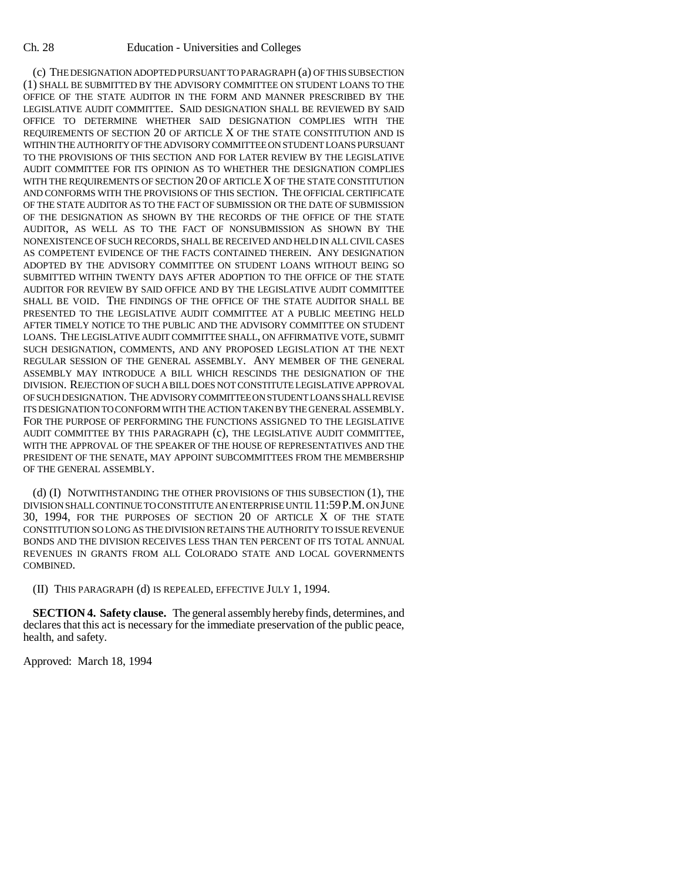(c) THE DESIGNATION ADOPTED PURSUANT TO PARAGRAPH (a) OF THIS SUBSECTION (1) SHALL BE SUBMITTED BY THE ADVISORY COMMITTEE ON STUDENT LOANS TO THE OFFICE OF THE STATE AUDITOR IN THE FORM AND MANNER PRESCRIBED BY THE LEGISLATIVE AUDIT COMMITTEE. SAID DESIGNATION SHALL BE REVIEWED BY SAID OFFICE TO DETERMINE WHETHER SAID DESIGNATION COMPLIES WITH THE REQUIREMENTS OF SECTION 20 OF ARTICLE X OF THE STATE CONSTITUTION AND IS WITHIN THE AUTHORITY OF THE ADVISORY COMMITTEE ON STUDENT LOANS PURSUANT TO THE PROVISIONS OF THIS SECTION AND FOR LATER REVIEW BY THE LEGISLATIVE AUDIT COMMITTEE FOR ITS OPINION AS TO WHETHER THE DESIGNATION COMPLIES WITH THE REQUIREMENTS OF SECTION 20 OF ARTICLE X OF THE STATE CONSTITUTION AND CONFORMS WITH THE PROVISIONS OF THIS SECTION. THE OFFICIAL CERTIFICATE OF THE STATE AUDITOR AS TO THE FACT OF SUBMISSION OR THE DATE OF SUBMISSION OF THE DESIGNATION AS SHOWN BY THE RECORDS OF THE OFFICE OF THE STATE AUDITOR, AS WELL AS TO THE FACT OF NONSUBMISSION AS SHOWN BY THE NONEXISTENCE OF SUCH RECORDS, SHALL BE RECEIVED AND HELD IN ALL CIVIL CASES AS COMPETENT EVIDENCE OF THE FACTS CONTAINED THEREIN. ANY DESIGNATION ADOPTED BY THE ADVISORY COMMITTEE ON STUDENT LOANS WITHOUT BEING SO SUBMITTED WITHIN TWENTY DAYS AFTER ADOPTION TO THE OFFICE OF THE STATE AUDITOR FOR REVIEW BY SAID OFFICE AND BY THE LEGISLATIVE AUDIT COMMITTEE SHALL BE VOID. THE FINDINGS OF THE OFFICE OF THE STATE AUDITOR SHALL BE PRESENTED TO THE LEGISLATIVE AUDIT COMMITTEE AT A PUBLIC MEETING HELD AFTER TIMELY NOTICE TO THE PUBLIC AND THE ADVISORY COMMITTEE ON STUDENT LOANS. THE LEGISLATIVE AUDIT COMMITTEE SHALL, ON AFFIRMATIVE VOTE, SUBMIT SUCH DESIGNATION, COMMENTS, AND ANY PROPOSED LEGISLATION AT THE NEXT REGULAR SESSION OF THE GENERAL ASSEMBLY. ANY MEMBER OF THE GENERAL ASSEMBLY MAY INTRODUCE A BILL WHICH RESCINDS THE DESIGNATION OF THE DIVISION. REJECTION OF SUCH A BILL DOES NOT CONSTITUTE LEGISLATIVE APPROVAL OF SUCH DESIGNATION. THE ADVISORY COMMITTEE ON STUDENT LOANS SHALL REVISE ITS DESIGNATION TO CONFORM WITH THE ACTION TAKEN BY THE GENERAL ASSEMBLY. FOR THE PURPOSE OF PERFORMING THE FUNCTIONS ASSIGNED TO THE LEGISLATIVE AUDIT COMMITTEE BY THIS PARAGRAPH (c), THE LEGISLATIVE AUDIT COMMITTEE, WITH THE APPROVAL OF THE SPEAKER OF THE HOUSE OF REPRESENTATIVES AND THE PRESIDENT OF THE SENATE, MAY APPOINT SUBCOMMITTEES FROM THE MEMBERSHIP OF THE GENERAL ASSEMBLY.

(d) (I) NOTWITHSTANDING THE OTHER PROVISIONS OF THIS SUBSECTION (1), THE DIVISION SHALL CONTINUE TO CONSTITUTE AN ENTERPRISE UNTIL 11:59 P.M. ON JUNE 30, 1994, FOR THE PURPOSES OF SECTION 20 OF ARTICLE X OF THE STATE CONSTITUTION SO LONG AS THE DIVISION RETAINS THE AUTHORITY TO ISSUE REVENUE BONDS AND THE DIVISION RECEIVES LESS THAN TEN PERCENT OF ITS TOTAL ANNUAL REVENUES IN GRANTS FROM ALL COLORADO STATE AND LOCAL GOVERNMENTS COMBINED.

(II) THIS PARAGRAPH (d) IS REPEALED, EFFECTIVE JULY 1, 1994.

**SECTION 4. Safety clause.** The general assembly hereby finds, determines, and declares that this act is necessary for the immediate preservation of the public peace, health, and safety.

Approved: March 18, 1994